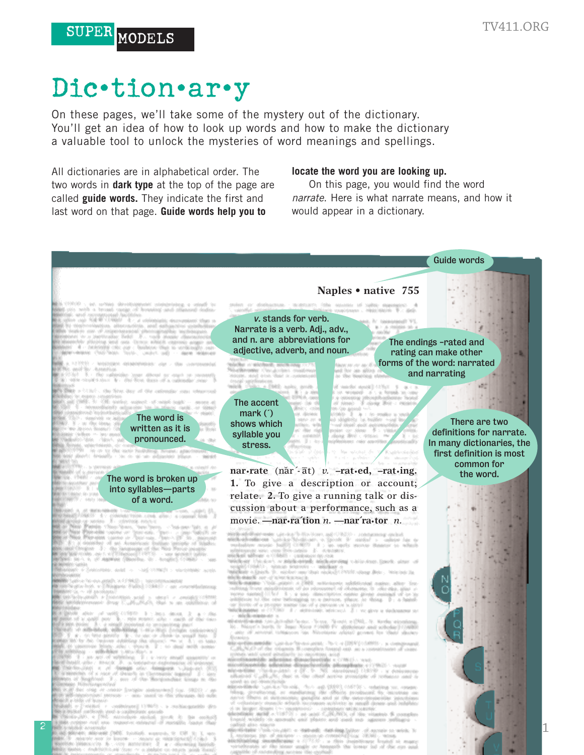SUPER MODELS

# Dic•tion•ar•y

On these pages, we'll take some of the mystery out of the dictionary. You'll get an idea of how to look up words and how to make the dictionary a valuable tool to unlock the mysteries of word meanings and spellings.

All dictionaries are in alphabetical order. The two words in **dark type** at the top of the page are called **guide words.** They indicate the first and last word on that page. **Guide words help you to locate the word you are looking up.**

On this page, you would find the word *narrate*. Here is what narrate means, and how it would appear in a dictionary.

**Naples • native 755**

**nar•rate** (năr´-āt) *v.* **–rat•ed, –rat•ing. 1.** To give a description or account; relate. **2.** To give a running talk or discussion about a performance, such as a movie. **—nar•ra´tion** *n.* **—nar´ra•tor** *n.*

- Guide words
- *v.* stands for verb. Narrate is a verb. Adj., adv., and n. are abbreviations for adjective, adverb, and noun.
- The endings –rated and rating can make other forms of the word: narrated and narrating
- The accent mark (´) shows which syllable you stress.
- The word is written as it is pronounced.
- There are two definitions for narrate. In many dictionaries, the first definition is most common for the word.
- The word is broken up into syllables—parts of a word.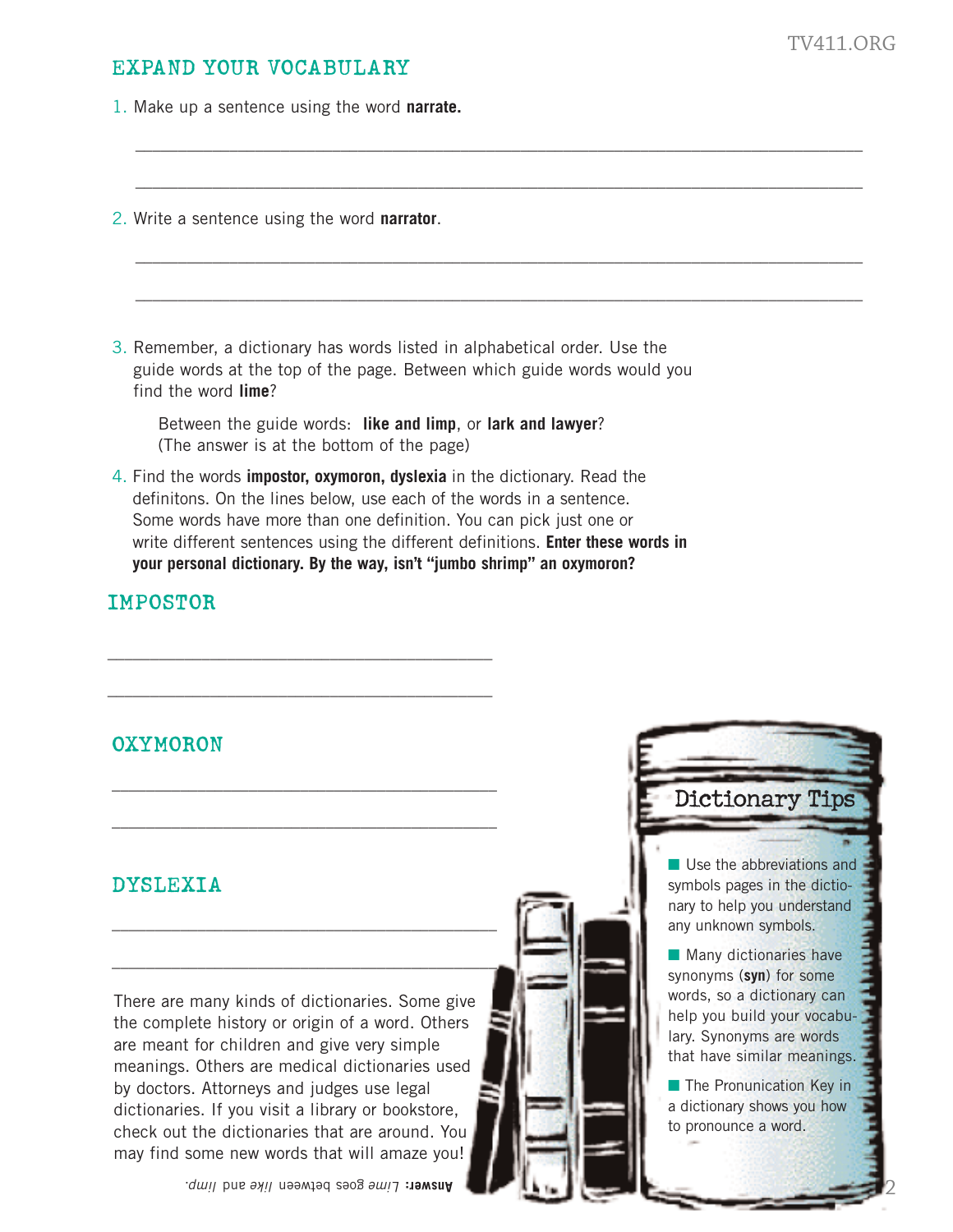## EXPAND YOUR VOCABULARY

1. Make up a sentence using the word **narrate.**

_______________________________________________

_______________________________________________

2. Write a sentence using the word **narrator**.

_______________________________________________

_______________________________________________

3. Remember, a dictionary has words listed in alphabetical order. Use the guide words at the top of the page. Between which guide words would you find the word **lime**?

   Between the guide words: **like and limp**, or **lark and lawyer**?
   (The answer is at the bottom of the page)

4. Find the words **impostor, oxymoron, dyslexia** in the dictionary. Read the definitons. On the lines below, use each of the words in a sentence. Some words have more than one definition. You can pick just one or write different sentences using the different definitions. **Enter these words in your personal dictionary. By the way, isn't "jumbo shrimp" an oxymoron?**

### IMPOSTOR

_______________________________________________

_______________________________________________

### OXYMORON

_______________________________________________

_______________________________________________

### DYSLEXIA

_______________________________________________

_______________________________________________

There are many kinds of dictionaries. Some give the complete history or origin of a word. Others are meant for children and give very simple meanings. Others are medical dictionaries used by doctors. Attorneys and judges use legal dictionaries. If you visit a library or bookstore, check out the dictionaries that are around. You may find some new words that will amaze you!

### Dictionary Tips

- Use the abbreviations and symbols pages in the dictionary to help you understand any unknown symbols.
- Many dictionaries have synonyms (**syn**) for some words, so a dictionary can help you build your vocabulary. Synonyms are words that have similar meanings.
- The Pronunciation Key in a dictionary shows you how to pronounce a word.

**Answer:** *Lime* goes between *like* and *limp*.